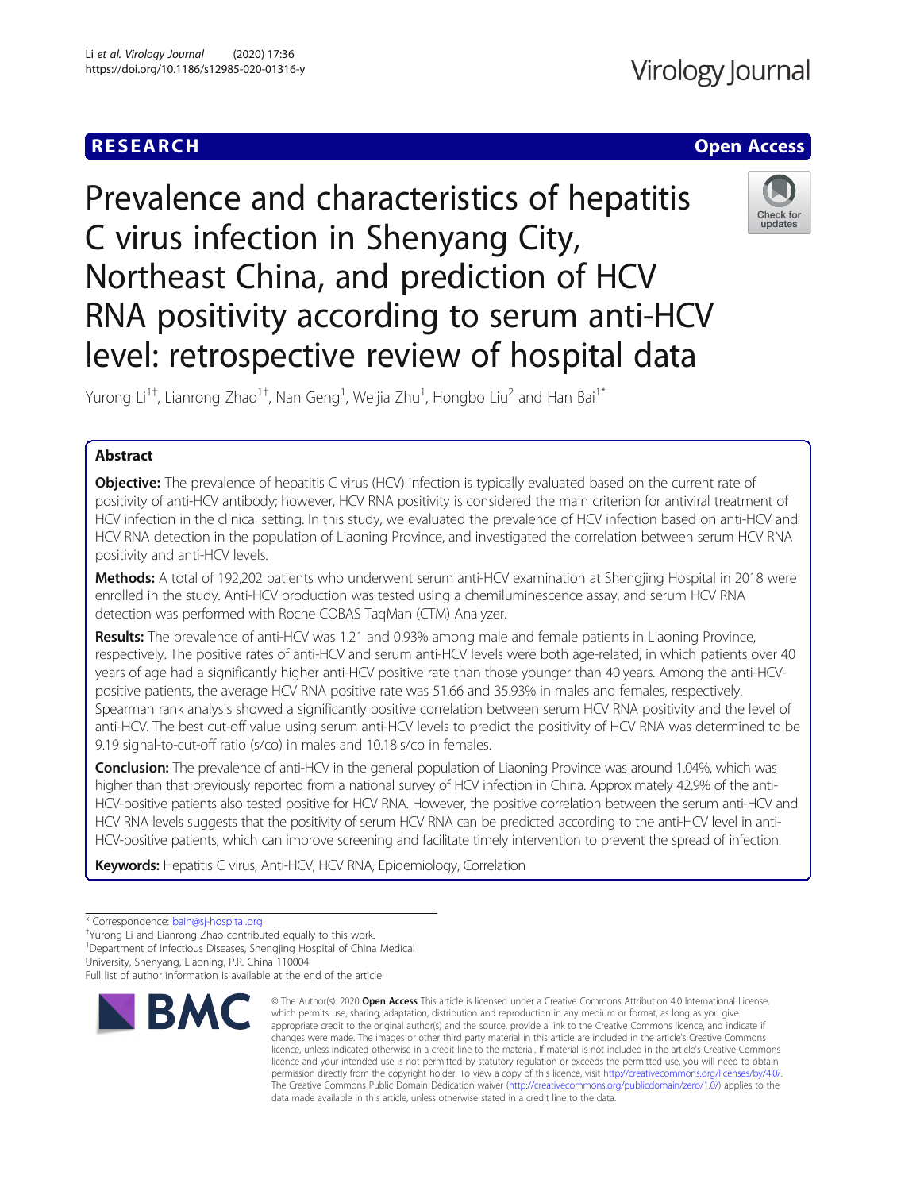RESEARCH

Open Access

# Prevalence and characteristics of hepatitis C virus infection in Shenyang City, Northeast China, and prediction of HCV RNA positivity according to serum anti-HCV level: retrospective review of hospital data

Yurong Li[1†], Lianrong Zhao[1†], Nan Geng[1], Weijia Zhu[1], Hongbo Liu[2] and Han Bai[1*]

## Abstract

**Objective:** The prevalence of hepatitis C virus (HCV) infection is typically evaluated based on the current rate of positivity of anti-HCV antibody; however, HCV RNA positivity is considered the main criterion for antiviral treatment of HCV infection in the clinical setting. In this study, we evaluated the prevalence of HCV infection based on anti-HCV and HCV RNA detection in the population of Liaoning Province, and investigated the correlation between serum HCV RNA positivity and anti-HCV levels.

**Methods:** A total of 192,202 patients who underwent serum anti-HCV examination at Shengjing Hospital in 2018 were enrolled in the study. Anti-HCV production was tested using a chemiluminescence assay, and serum HCV RNA detection was performed with Roche COBAS TaqMan (CTM) Analyzer.

**Results:** The prevalence of anti-HCV was 1.21 and 0.93% among male and female patients in Liaoning Province, respectively. The positive rates of anti-HCV and serum anti-HCV levels were both age-related, in which patients over 40 years of age had a significantly higher anti-HCV positive rate than those younger than 40 years. Among the anti-HCV-positive patients, the average HCV RNA positive rate was 51.66 and 35.93% in males and females, respectively. Spearman rank analysis showed a significantly positive correlation between serum HCV RNA positivity and the level of anti-HCV. The best cut-off value using serum anti-HCV levels to predict the positivity of HCV RNA was determined to be 9.19 signal-to-cut-off ratio (s/co) in males and 10.18 s/co in females.

**Conclusion:** The prevalence of anti-HCV in the general population of Liaoning Province was around 1.04%, which was higher than that previously reported from a national survey of HCV infection in China. Approximately 42.9% of the anti-HCV-positive patients also tested positive for HCV RNA. However, the positive correlation between the serum anti-HCV and HCV RNA levels suggests that the positivity of serum HCV RNA can be predicted according to the anti-HCV level in anti-HCV-positive patients, which can improve screening and facilitate timely intervention to prevent the spread of infection.

**Keywords:** Hepatitis C virus, Anti-HCV, HCV RNA, Epidemiology, Correlation

---

* Correspondence: baih@sj-hospital.org

†Yurong Li and Lianrong Zhao contributed equally to this work.

[1]Department of Infectious Diseases, Shengjing Hospital of China Medical University, Shenyang, Liaoning, P.R. China 110004

Full list of author information is available at the end of the article

© The Author(s). 2020 **Open Access** This article is licensed under a Creative Commons Attribution 4.0 International License, which permits use, sharing, adaptation, distribution and reproduction in any medium or format, as long as you give appropriate credit to the original author(s) and the source, provide a link to the Creative Commons licence, and indicate if changes were made. The images or other third party material in this article are included in the article's Creative Commons licence, unless indicated otherwise in a credit line to the material. If material is not included in the article's Creative Commons licence and your intended use is not permitted by statutory regulation or exceeds the permitted use, you will need to obtain permission directly from the copyright holder. To view a copy of this licence, visit http://creativecommons.org/licenses/by/4.0/. The Creative Commons Public Domain Dedication waiver (http://creativecommons.org/publicdomain/zero/1.0/) applies to the data made available in this article, unless otherwise stated in a credit line to the data.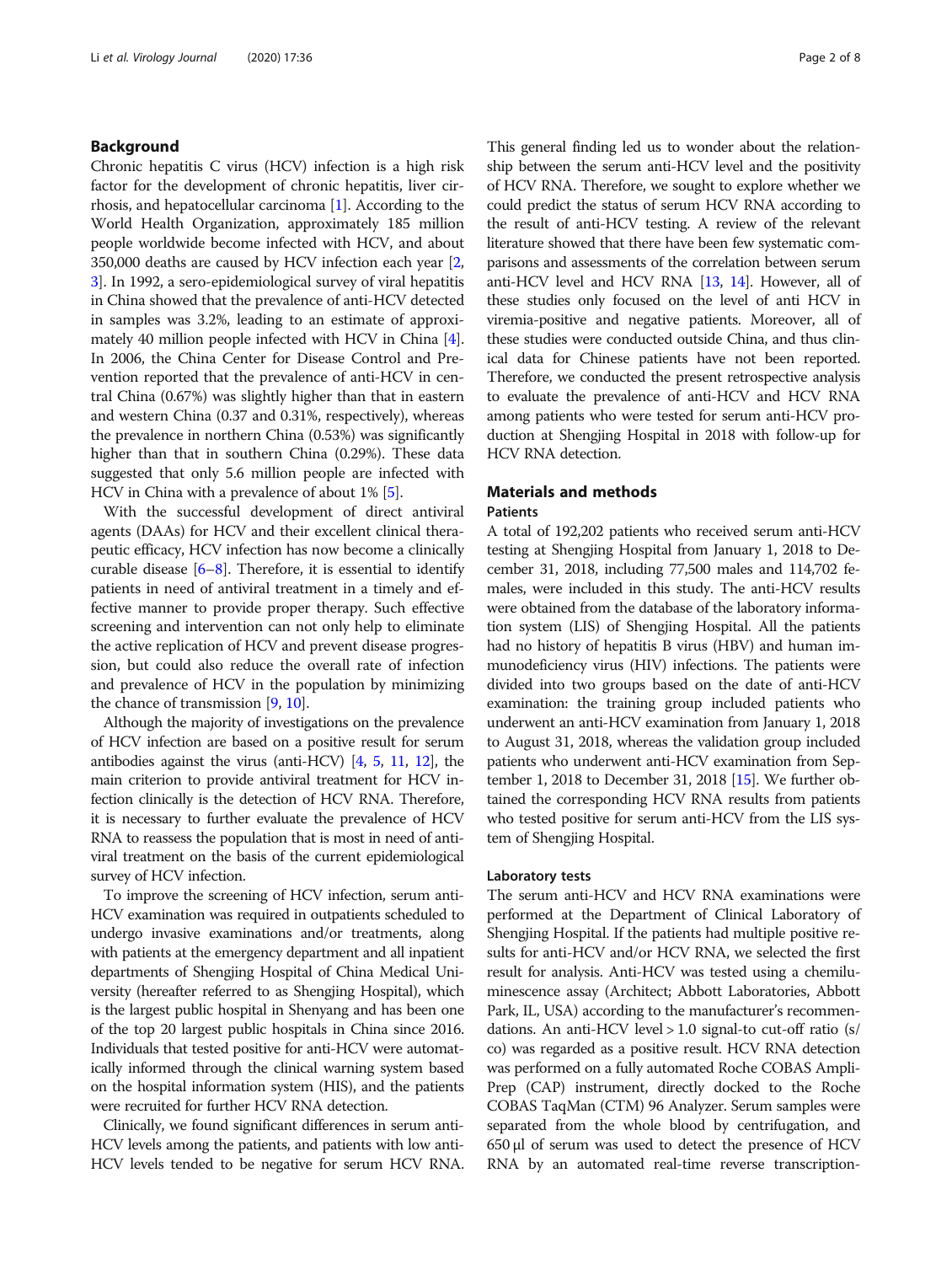## Background

Chronic hepatitis C virus (HCV) infection is a high risk factor for the development of chronic hepatitis, liver cirrhosis, and hepatocellular carcinoma [1]. According to the World Health Organization, approximately 185 million people worldwide become infected with HCV, and about 350,000 deaths are caused by HCV infection each year [2, 3]. In 1992, a sero-epidemiological survey of viral hepatitis in China showed that the prevalence of anti-HCV detected in samples was 3.2%, leading to an estimate of approximately 40 million people infected with HCV in China [4]. In 2006, the China Center for Disease Control and Prevention reported that the prevalence of anti-HCV in central China (0.67%) was slightly higher than that in eastern and western China (0.37 and 0.31%, respectively), whereas the prevalence in northern China (0.53%) was significantly higher than that in southern China (0.29%). These data suggested that only 5.6 million people are infected with HCV in China with a prevalence of about 1% [5].

With the successful development of direct antiviral agents (DAAs) for HCV and their excellent clinical therapeutic efficacy, HCV infection has now become a clinically curable disease [6–8]. Therefore, it is essential to identify patients in need of antiviral treatment in a timely and effective manner to provide proper therapy. Such effective screening and intervention can not only help to eliminate the active replication of HCV and prevent disease progression, but could also reduce the overall rate of infection and prevalence of HCV in the population by minimizing the chance of transmission [9, 10].

Although the majority of investigations on the prevalence of HCV infection are based on a positive result for serum antibodies against the virus (anti-HCV) [4, 5, 11, 12], the main criterion to provide antiviral treatment for HCV infection clinically is the detection of HCV RNA. Therefore, it is necessary to further evaluate the prevalence of HCV RNA to reassess the population that is most in need of antiviral treatment on the basis of the current epidemiological survey of HCV infection.

To improve the screening of HCV infection, serum anti-HCV examination was required in outpatients scheduled to undergo invasive examinations and/or treatments, along with patients at the emergency department and all inpatient departments of Shengjing Hospital of China Medical University (hereafter referred to as Shengjing Hospital), which is the largest public hospital in Shenyang and has been one of the top 20 largest public hospitals in China since 2016. Individuals that tested positive for anti-HCV were automatically informed through the clinical warning system based on the hospital information system (HIS), and the patients were recruited for further HCV RNA detection.

Clinically, we found significant differences in serum anti-HCV levels among the patients, and patients with low anti-HCV levels tended to be negative for serum HCV RNA. This general finding led us to wonder about the relationship between the serum anti-HCV level and the positivity of HCV RNA. Therefore, we sought to explore whether we could predict the status of serum HCV RNA according to the result of anti-HCV testing. A review of the relevant literature showed that there have been few systematic comparisons and assessments of the correlation between serum anti-HCV level and HCV RNA [13, 14]. However, all of these studies only focused on the level of anti HCV in viremia-positive and negative patients. Moreover, all of these studies were conducted outside China, and thus clinical data for Chinese patients have not been reported. Therefore, we conducted the present retrospective analysis to evaluate the prevalence of anti-HCV and HCV RNA among patients who were tested for serum anti-HCV production at Shengjing Hospital in 2018 with follow-up for HCV RNA detection.

## Materials and methods

### Patients

A total of 192,202 patients who received serum anti-HCV testing at Shengjing Hospital from January 1, 2018 to December 31, 2018, including 77,500 males and 114,702 females, were included in this study. The anti-HCV results were obtained from the database of the laboratory information system (LIS) of Shengjing Hospital. All the patients had no history of hepatitis B virus (HBV) and human immunodeficiency virus (HIV) infections. The patients were divided into two groups based on the date of anti-HCV examination: the training group included patients who underwent an anti-HCV examination from January 1, 2018 to August 31, 2018, whereas the validation group included patients who underwent anti-HCV examination from September 1, 2018 to December 31, 2018 [15]. We further obtained the corresponding HCV RNA results from patients who tested positive for serum anti-HCV from the LIS system of Shengjing Hospital.

### Laboratory tests

The serum anti-HCV and HCV RNA examinations were performed at the Department of Clinical Laboratory of Shengjing Hospital. If the patients had multiple positive results for anti-HCV and/or HCV RNA, we selected the first result for analysis. Anti-HCV was tested using a chemiluminescence assay (Architect; Abbott Laboratories, Abbott Park, IL, USA) according to the manufacturer's recommendations. An anti-HCV level > 1.0 signal-to cut-off ratio (s/co) was regarded as a positive result. HCV RNA detection was performed on a fully automated Roche COBAS AmpliPrep (CAP) instrument, directly docked to the Roche COBAS TaqMan (CTM) 96 Analyzer. Serum samples were separated from the whole blood by centrifugation, and 650 μl of serum was used to detect the presence of HCV RNA by an automated real-time reverse transcription-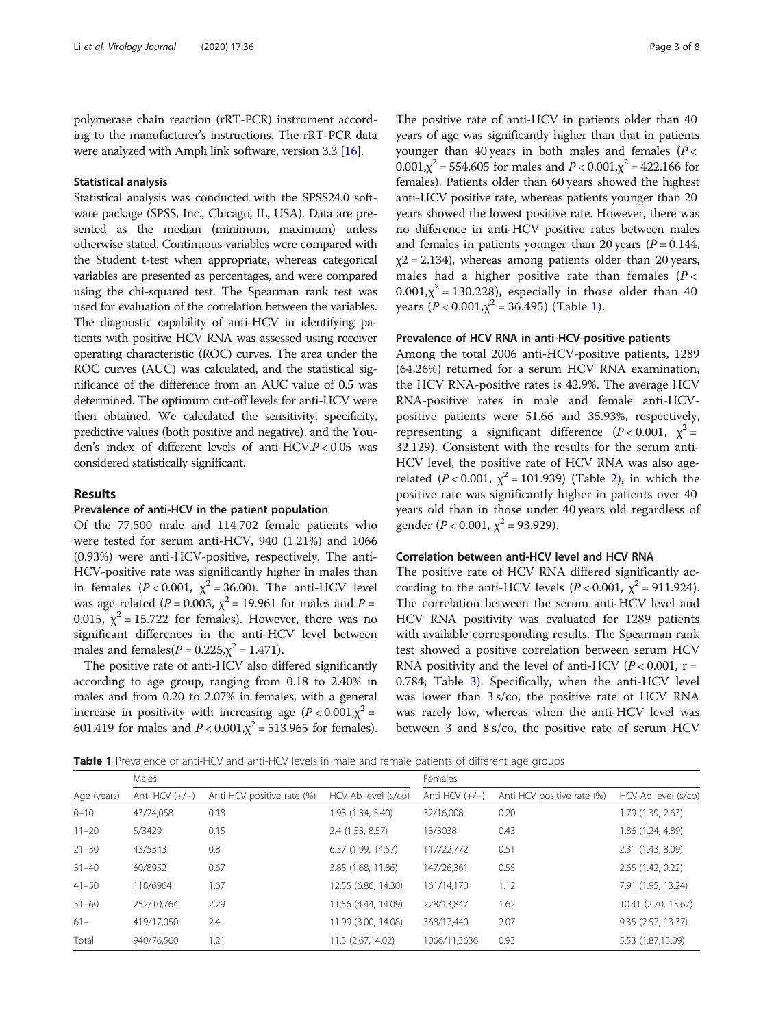polymerase chain reaction (rRT-PCR) instrument according to the manufacturer's instructions. The rRT-PCR data were analyzed with Ampli link software, version 3.3 [16].

### Statistical analysis

Statistical analysis was conducted with the SPSS24.0 software package (SPSS, Inc., Chicago, IL, USA). Data are presented as the median (minimum, maximum) unless otherwise stated. Continuous variables were compared with the Student t-test when appropriate, whereas categorical variables are presented as percentages, and were compared using the chi-squared test. The Spearman rank test was used for evaluation of the correlation between the variables. The diagnostic capability of anti-HCV in identifying patients with positive HCV RNA was assessed using receiver operating characteristic (ROC) curves. The area under the ROC curves (AUC) was calculated, and the statistical significance of the difference from an AUC value of 0.5 was determined. The optimum cut-off levels for anti-HCV were then obtained. We calculated the sensitivity, specificity, predictive values (both positive and negative), and the Youden's index of different levels of anti-HCV. $P < 0.05$ was considered statistically significant.

## Results

### Prevalence of anti-HCV in the patient population

Of the 77,500 male and 114,702 female patients who were tested for serum anti-HCV, 940 (1.21%) and 1066 (0.93%) were anti-HCV-positive, respectively. The anti-HCV-positive rate was significantly higher in males than in females ($P < 0.001$, $\chi^2 = 36.00$). The anti-HCV level was age-related ($P = 0.003$, $\chi^2 = 19.961$ for males and $P = 0.015$, $\chi^2 = 15.722$ for females). However, there was no significant differences in the anti-HCV level between males and females($P = 0.225$, $\chi^2 = 1.471$).

The positive rate of anti-HCV also differed significantly according to age group, ranging from 0.18 to 2.40% in males and from 0.20 to 2.07% in females, with a general increase in positivity with increasing age ($P < 0.001$, $\chi^2 = 601.419$ for males and $P < 0.001$, $\chi^2 = 513.965$ for females). The positive rate of anti-HCV in patients older than 40 years of age was significantly higher than that in patients younger than 40 years in both males and females ($P < 0.001$, $\chi^2 = 554.605$ for males and $P < 0.001$, $\chi^2 = 422.166$ for females). Patients older than 60 years showed the highest anti-HCV positive rate, whereas patients younger than 20 years showed the lowest positive rate. However, there was no difference in anti-HCV positive rates between males and females in patients younger than 20 years ($P = 0.144$, $\chi^2 = 2.134$), whereas among patients older than 20 years, males had a higher positive rate than females ($P < 0.001$, $\chi^2 = 130.228$), especially in those older than 40 years ($P < 0.001$, $\chi^2 = 36.495$) (Table 1).

### Prevalence of HCV RNA in anti-HCV-positive patients

Among the total 2006 anti-HCV-positive patients, 1289 (64.26%) returned for a serum HCV RNA examination, the HCV RNA-positive rates is 42.9%. The average HCV RNA-positive rates in male and female anti-HCV-positive patients were 51.66 and 35.93%, respectively, representing a significant difference ($P < 0.001$, $\chi^2 = 32.129$). Consistent with the results for the serum anti-HCV level, the positive rate of HCV RNA was also age-related ($P < 0.001$, $\chi^2 = 101.939$) (Table 2), in which the positive rate was significantly higher in patients over 40 years old than in those under 40 years old regardless of gender ($P < 0.001$, $\chi^2 = 93.929$).

### Correlation between anti-HCV level and HCV RNA

The positive rate of HCV RNA differed significantly according to the anti-HCV levels ($P < 0.001$, $\chi^2 = 911.924$). The correlation between the serum anti-HCV level and HCV RNA positivity was evaluated for 1289 patients with available corresponding results. The Spearman rank test showed a positive correlation between serum HCV RNA positivity and the level of anti-HCV ($P < 0.001$, r = 0.784; Table 3). Specifically, when the anti-HCV level was lower than 3 s/co, the positive rate of HCV RNA was rarely low, whereas when the anti-HCV level was between 3 and 8 s/co, the positive rate of serum HCV

**Table 1** Prevalence of anti-HCV and anti-HCV levels in male and female patients of different age groups

| Age (years) | Males | | | Females | | |
|---|---|---|---|---|---|---|
| | Anti-HCV (+/−) | Anti-HCV positive rate (%) | HCV-Ab level (s/co) | Anti-HCV (+/−) | Anti-HCV positive rate (%) | HCV-Ab level (s/co) |
| 0–10 | 43/24,058 | 0.18 | 1.93 (1.34, 5.40) | 32/16,008 | 0.20 | 1.79 (1.39, 2.63) |
| 11–20 | 5/3429 | 0.15 | 2.4 (1.53, 8.57) | 13/3038 | 0.43 | 1.86 (1.24, 4.89) |
| 21–30 | 43/5343 | 0.8 | 6.37 (1.99, 14.57) | 117/22,772 | 0.51 | 2.31 (1.43, 8.09) |
| 31–40 | 60/8952 | 0.67 | 3.85 (1.68, 11.86) | 147/26,361 | 0.55 | 2.65 (1.42, 9.22) |
| 41–50 | 118/6964 | 1.67 | 12.55 (6.86, 14.30) | 161/14,170 | 1.12 | 7.91 (1.95, 13.24) |
| 51–60 | 252/10,764 | 2.29 | 11.56 (4.44, 14.09) | 228/13,847 | 1.62 | 10.41 (2.70, 13.67) |
| 61– | 419/17,050 | 2.4 | 11.99 (3.00, 14.08) | 368/17,440 | 2.07 | 9.35 (2.57, 13.37) |
| Total | 940/76,560 | 1.21 | 11.3 (2.67,14.02) | 1066/11,3636 | 0.93 | 5.53 (1.87,13.09) |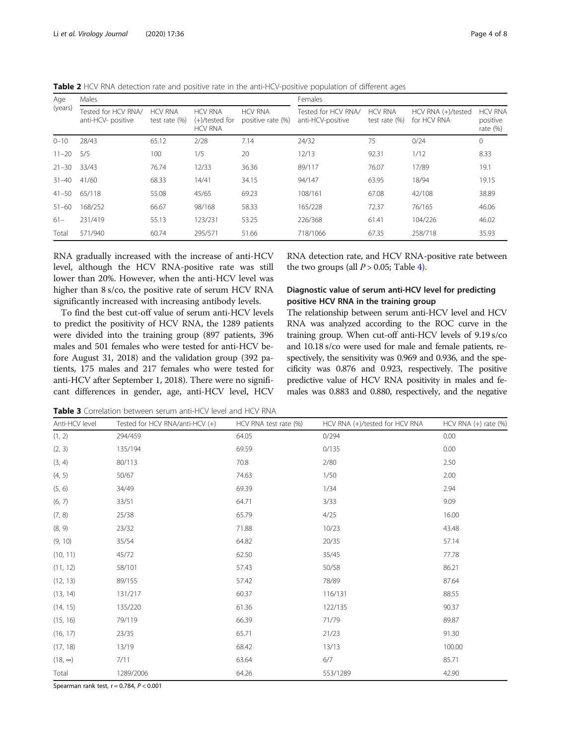**Table 2** HCV RNA detection rate and positive rate in the anti-HCV-positive population of different ages

| Age (years) | Males | | | | Females | | | |
|---|---|---|---|---|---|---|---|---|
| | Tested for HCV RNA/ anti-HCV- positive | HCV RNA test rate (%) | HCV RNA (+)/tested for HCV RNA | HCV RNA positive rate (%) | Tested for HCV RNA/ anti-HCV-positive | HCV RNA test rate (%) | HCV RNA (+)/tested for HCV RNA | HCV RNA positive rate (%) |
| 0–10 | 28/43 | 65.12 | 2/28 | 7.14 | 24/32 | 75 | 0/24 | 0 |
| 11–20 | 5/5 | 100 | 1/5 | 20 | 12/13 | 92.31 | 1/12 | 8.33 |
| 21–30 | 33/43 | 76.74 | 12/33 | 36.36 | 89/117 | 76.07 | 17/89 | 19.1 |
| 31–40 | 41/60 | 68.33 | 14/41 | 34.15 | 94/147 | 63.95 | 18/94 | 19.15 |
| 41–50 | 65/118 | 55.08 | 45/65 | 69.23 | 108/161 | 67.08 | 42/108 | 38.89 |
| 51–60 | 168/252 | 66.67 | 98/168 | 58.33 | 165/228 | 72.37 | 76/165 | 46.06 |
| 61– | 231/419 | 55.13 | 123/231 | 53.25 | 226/368 | 61.41 | 104/226 | 46.02 |
| Total | 571/940 | 60.74 | 295/571 | 51.66 | 718/1066 | 67.35 | 258/718 | 35.93 |

RNA gradually increased with the increase of anti-HCV level, although the HCV RNA-positive rate was still lower than 20%. However, when the anti-HCV level was higher than 8 s/co, the positive rate of serum HCV RNA significantly increased with increasing antibody levels.

To find the best cut-off value of serum anti-HCV levels to predict the positivity of HCV RNA, the 1289 patients were divided into the training group (897 patients, 396 males and 501 females who were tested for anti-HCV before August 31, 2018) and the validation group (392 patients, 175 males and 217 females who were tested for anti-HCV after September 1, 2018). There were no significant differences in gender, age, anti-HCV level, HCV RNA detection rate, and HCV RNA-positive rate between the two groups (all $P > 0.05$; Table 4).

## Diagnostic value of serum anti-HCV level for predicting positive HCV RNA in the training group

The relationship between serum anti-HCV level and HCV RNA was analyzed according to the ROC curve in the training group. When cut-off anti-HCV levels of 9.19 s/co and 10.18 s/co were used for male and female patients, respectively, the sensitivity was 0.969 and 0.936, and the specificity was 0.876 and 0.923, respectively. The positive predictive value of HCV RNA positivity in males and females was 0.883 and 0.880, respectively, and the negative

**Table 3** Correlation between serum anti-HCV level and HCV RNA

| Anti-HCV level | Tested for HCV RNA/anti-HCV (+) | HCV RNA test rate (%) | HCV RNA (+)/tested for HCV RNA | HCV RNA (+) rate (%) |
|---|---|---|---|---|
| (1, 2) | 294/459 | 64.05 | 0/294 | 0.00 |
| (2, 3) | 135/194 | 69.59 | 0/135 | 0.00 |
| (3, 4) | 80/113 | 70.8 | 2/80 | 2.50 |
| (4, 5) | 50/67 | 74.63 | 1/50 | 2.00 |
| (5, 6) | 34/49 | 69.39 | 1/34 | 2.94 |
| (6, 7) | 33/51 | 64.71 | 3/33 | 9.09 |
| (7, 8) | 25/38 | 65.79 | 4/25 | 16.00 |
| (8, 9) | 23/32 | 71.88 | 10/23 | 43.48 |
| (9, 10) | 35/54 | 64.82 | 20/35 | 57.14 |
| (10, 11) | 45/72 | 62.50 | 35/45 | 77.78 |
| (11, 12) | 58/101 | 57.43 | 50/58 | 86.21 |
| (12, 13) | 89/155 | 57.42 | 78/89 | 87.64 |
| (13, 14) | 131/217 | 60.37 | 116/131 | 88.55 |
| (14, 15) | 135/220 | 61.36 | 122/135 | 90.37 |
| (15, 16) | 79/119 | 66.39 | 71/79 | 89.87 |
| (16, 17) | 23/35 | 65.71 | 21/23 | 91.30 |
| (17, 18) | 13/19 | 68.42 | 13/13 | 100.00 |
| (18, ∞) | 7/11 | 63.64 | 6/7 | 85.71 |
| Total | 1289/2006 | 64.26 | 553/1289 | 42.90 |

Spearman rank test, $r = 0.784$, $P < 0.001$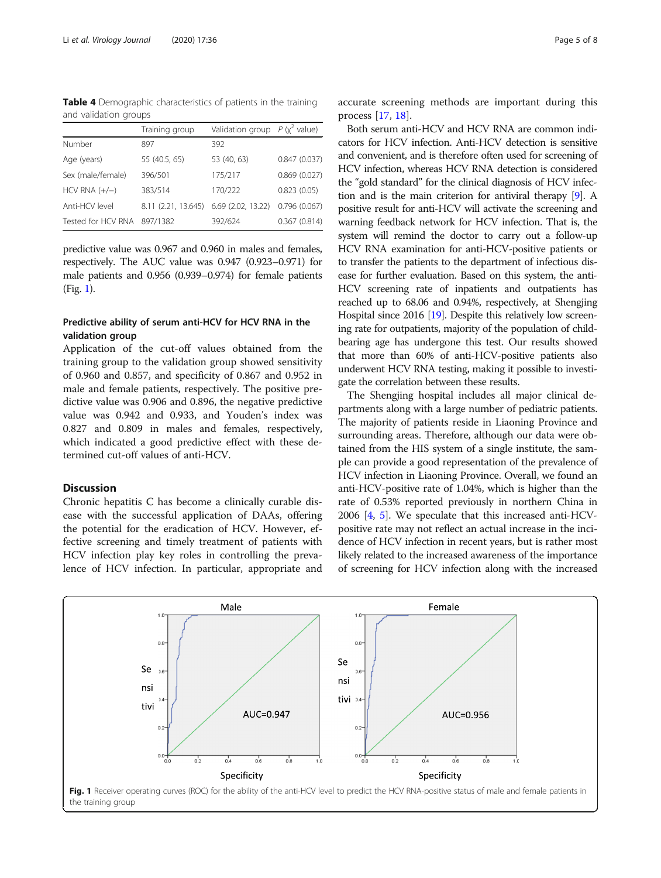**Table 4** Demographic characteristics of patients in the training and validation groups

| | Training group | Validation group | $P$ ($\chi^2$ value) |
|---|---|---|---|
| Number | 897 | 392 | |
| Age (years) | 55 (40.5, 65) | 53 (40, 63) | 0.847 (0.037) |
| Sex (male/female) | 396/501 | 175/217 | 0.869 (0.027) |
| HCV RNA (+/−) | 383/514 | 170/222 | 0.823 (0.05) |
| Anti-HCV level | 8.11 (2.21, 13.645) | 6.69 (2.02, 13.22) | 0.796 (0.067) |
| Tested for HCV RNA | 897/1382 | 392/624 | 0.367 (0.814) |

predictive value was 0.967 and 0.960 in males and females, respectively. The AUC value was 0.947 (0.923–0.971) for male patients and 0.956 (0.939–0.974) for female patients (Fig. 1).

### Predictive ability of serum anti-HCV for HCV RNA in the validation group

Application of the cut-off values obtained from the training group to the validation group showed sensitivity of 0.960 and 0.857, and specificity of 0.867 and 0.952 in male and female patients, respectively. The positive predictive value was 0.906 and 0.896, the negative predictive value was 0.942 and 0.933, and Youden's index was 0.827 and 0.809 in males and females, respectively, which indicated a good predictive effect with these determined cut-off values of anti-HCV.

## Discussion

Chronic hepatitis C has become a clinically curable disease with the successful application of DAAs, offering the potential for the eradication of HCV. However, effective screening and timely treatment of patients with HCV infection play key roles in controlling the prevalence of HCV infection. In particular, appropriate and accurate screening methods are important during this process [17, 18].

Both serum anti-HCV and HCV RNA are common indicators for HCV infection. Anti-HCV detection is sensitive and convenient, and is therefore often used for screening of HCV infection, whereas HCV RNA detection is considered the "gold standard" for the clinical diagnosis of HCV infection and is the main criterion for antiviral therapy [9]. A positive result for anti-HCV will activate the screening and warning feedback network for HCV infection. That is, the system will remind the doctor to carry out a follow-up HCV RNA examination for anti-HCV-positive patients or to transfer the patients to the department of infectious disease for further evaluation. Based on this system, the anti-HCV screening rate of inpatients and outpatients has reached up to 68.06 and 0.94%, respectively, at Shengjing Hospital since 2016 [19]. Despite this relatively low screening rate for outpatients, majority of the population of childbearing age has undergone this test. Our results showed that more than 60% of anti-HCV-positive patients also underwent HCV RNA testing, making it possible to investigate the correlation between these results.

The Shengjing hospital includes all major clinical departments along with a large number of pediatric patients. The majority of patients reside in Liaoning Province and surrounding areas. Therefore, although our data were obtained from the HIS system of a single institute, the sample can provide a good representation of the prevalence of HCV infection in Liaoning Province. Overall, we found an anti-HCV-positive rate of 1.04%, which is higher than the rate of 0.53% reported previously in northern China in 2006 [4, 5]. We speculate that this increased anti-HCV-positive rate may not reflect an actual increase in the incidence of HCV infection in recent years, but is rather most likely related to the increased awareness of the importance of screening for HCV infection along with the increased

**Fig. 1** Receiver operating curves (ROC) for the ability of the anti-HCV level to predict the HCV RNA-positive status of male and female patients in the training group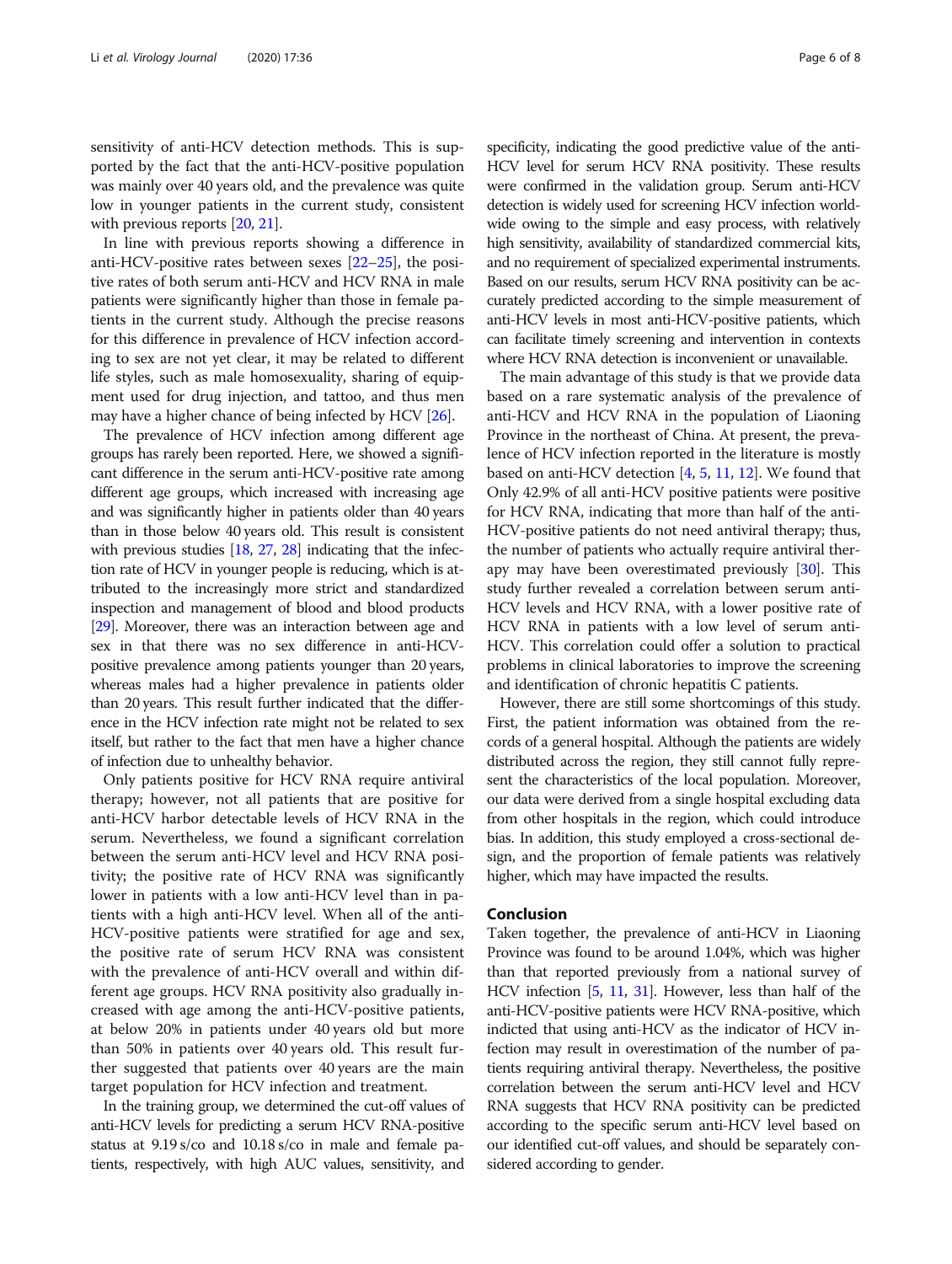sensitivity of anti-HCV detection methods. This is supported by the fact that the anti-HCV-positive population was mainly over 40 years old, and the prevalence was quite low in younger patients in the current study, consistent with previous reports [20, 21].

In line with previous reports showing a difference in anti-HCV-positive rates between sexes [22–25], the positive rates of both serum anti-HCV and HCV RNA in male patients were significantly higher than those in female patients in the current study. Although the precise reasons for this difference in prevalence of HCV infection according to sex are not yet clear, it may be related to different life styles, such as male homosexuality, sharing of equipment used for drug injection, and tattoo, and thus men may have a higher chance of being infected by HCV [26].

The prevalence of HCV infection among different age groups has rarely been reported. Here, we showed a significant difference in the serum anti-HCV-positive rate among different age groups, which increased with increasing age and was significantly higher in patients older than 40 years than in those below 40 years old. This result is consistent with previous studies [18, 27, 28] indicating that the infection rate of HCV in younger people is reducing, which is attributed to the increasingly more strict and standardized inspection and management of blood and blood products [29]. Moreover, there was an interaction between age and sex in that there was no sex difference in anti-HCV-positive prevalence among patients younger than 20 years, whereas males had a higher prevalence in patients older than 20 years. This result further indicated that the difference in the HCV infection rate might not be related to sex itself, but rather to the fact that men have a higher chance of infection due to unhealthy behavior.

Only patients positive for HCV RNA require antiviral therapy; however, not all patients that are positive for anti-HCV harbor detectable levels of HCV RNA in the serum. Nevertheless, we found a significant correlation between the serum anti-HCV level and HCV RNA positivity; the positive rate of HCV RNA was significantly lower in patients with a low anti-HCV level than in patients with a high anti-HCV level. When all of the anti-HCV-positive patients were stratified for age and sex, the positive rate of serum HCV RNA was consistent with the prevalence of anti-HCV overall and within different age groups. HCV RNA positivity also gradually increased with age among the anti-HCV-positive patients, at below 20% in patients under 40 years old but more than 50% in patients over 40 years old. This result further suggested that patients over 40 years are the main target population for HCV infection and treatment.

In the training group, we determined the cut-off values of anti-HCV levels for predicting a serum HCV RNA-positive status at 9.19 s/co and 10.18 s/co in male and female patients, respectively, with high AUC values, sensitivity, and specificity, indicating the good predictive value of the anti-HCV level for serum HCV RNA positivity. These results were confirmed in the validation group. Serum anti-HCV detection is widely used for screening HCV infection worldwide owing to the simple and easy process, with relatively high sensitivity, availability of standardized commercial kits, and no requirement of specialized experimental instruments. Based on our results, serum HCV RNA positivity can be accurately predicted according to the simple measurement of anti-HCV levels in most anti-HCV-positive patients, which can facilitate timely screening and intervention in contexts where HCV RNA detection is inconvenient or unavailable.

The main advantage of this study is that we provide data based on a rare systematic analysis of the prevalence of anti-HCV and HCV RNA in the population of Liaoning Province in the northeast of China. At present, the prevalence of HCV infection reported in the literature is mostly based on anti-HCV detection [4, 5, 11, 12]. We found that Only 42.9% of all anti-HCV positive patients were positive for HCV RNA, indicating that more than half of the anti-HCV-positive patients do not need antiviral therapy; thus, the number of patients who actually require antiviral therapy may have been overestimated previously [30]. This study further revealed a correlation between serum anti-HCV levels and HCV RNA, with a lower positive rate of HCV RNA in patients with a low level of serum anti-HCV. This correlation could offer a solution to practical problems in clinical laboratories to improve the screening and identification of chronic hepatitis C patients.

However, there are still some shortcomings of this study. First, the patient information was obtained from the records of a general hospital. Although the patients are widely distributed across the region, they still cannot fully represent the characteristics of the local population. Moreover, our data were derived from a single hospital excluding data from other hospitals in the region, which could introduce bias. In addition, this study employed a cross-sectional design, and the proportion of female patients was relatively higher, which may have impacted the results.

## Conclusion

Taken together, the prevalence of anti-HCV in Liaoning Province was found to be around 1.04%, which was higher than that reported previously from a national survey of HCV infection [5, 11, 31]. However, less than half of the anti-HCV-positive patients were HCV RNA-positive, which indicted that using anti-HCV as the indicator of HCV infection may result in overestimation of the number of patients requiring antiviral therapy. Nevertheless, the positive correlation between the serum anti-HCV level and HCV RNA suggests that HCV RNA positivity can be predicted according to the specific serum anti-HCV level based on our identified cut-off values, and should be separately considered according to gender.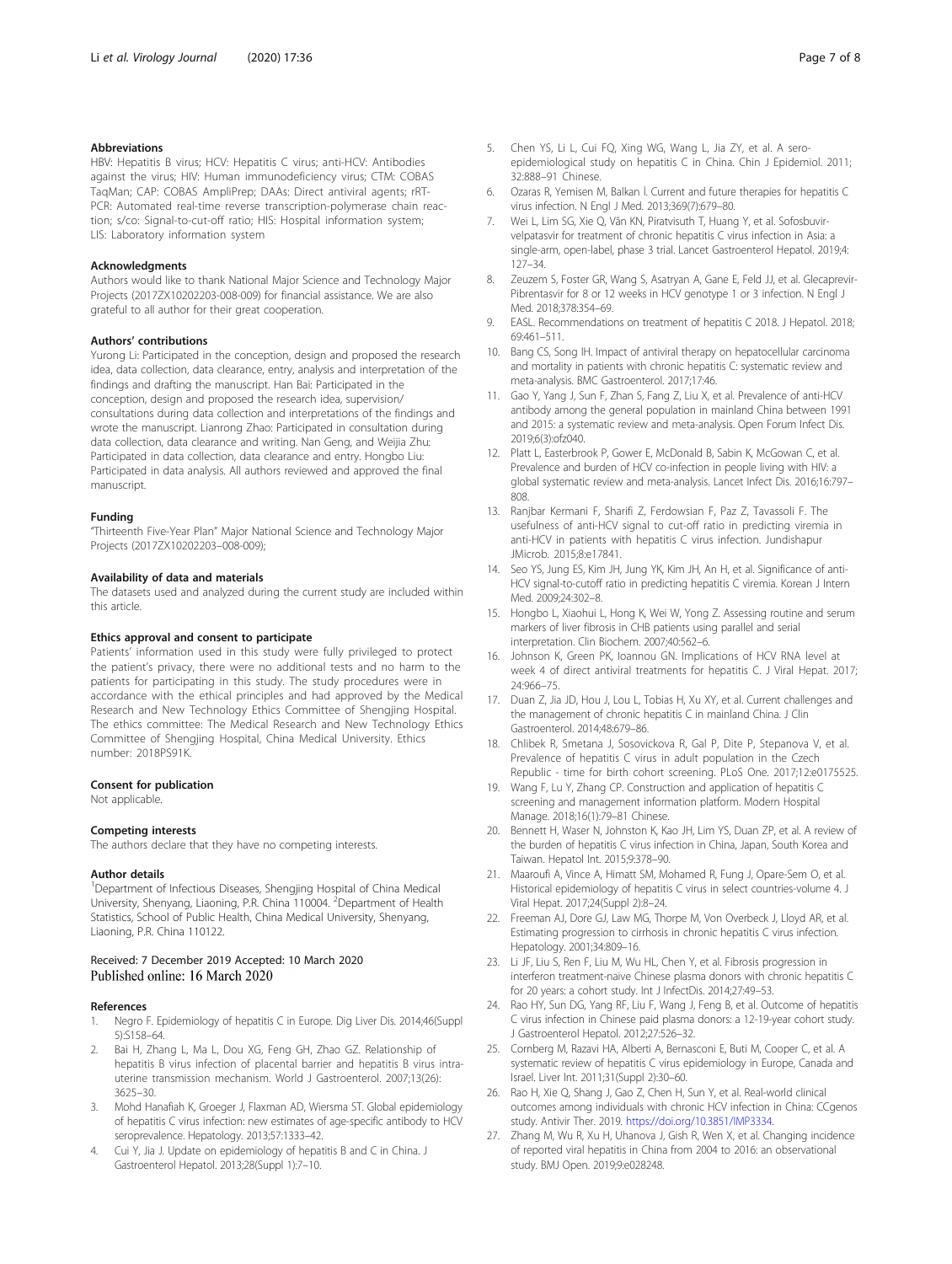### Abbreviations

HBV: Hepatitis B virus; HCV: Hepatitis C virus; anti-HCV: Antibodies against the virus; HIV: Human immunodeficiency virus; CTM: COBAS TaqMan; CAP: COBAS AmpliPrep; DAAs: Direct antiviral agents; rRT-PCR: Automated real-time reverse transcription-polymerase chain reaction; s/co: Signal-to-cut-off ratio; HIS: Hospital information system; LIS: Laboratory information system

### Acknowledgments

Authors would like to thank National Major Science and Technology Major Projects (2017ZX10202203-008-009) for financial assistance. We are also grateful to all author for their great cooperation.

### Authors' contributions

Yurong Li: Participated in the conception, design and proposed the research idea, data collection, data clearance, entry, analysis and interpretation of the findings and drafting the manuscript. Han Bai: Participated in the conception, design and proposed the research idea, supervision/consultations during data collection and interpretations of the findings and wrote the manuscript. Lianrong Zhao: Participated in consultation during data collection, data clearance and writing. Nan Geng, and Weijia Zhu: Participated in data collection, data clearance and entry. Hongbo Liu: Participated in data analysis. All authors reviewed and approved the final manuscript.

### Funding

"Thirteenth Five-Year Plan" Major National Science and Technology Major Projects (2017ZX10202203–008-009);

### Availability of data and materials

The datasets used and analyzed during the current study are included within this article.

### Ethics approval and consent to participate

Patients' information used in this study were fully privileged to protect the patient's privacy, there were no additional tests and no harm to the patients for participating in this study. The study procedures were in accordance with the ethical principles and had approved by the Medical Research and New Technology Ethics Committee of Shengjing Hospital. The ethics committee: The Medical Research and New Technology Ethics Committee of Shengjing Hospital, China Medical University. Ethics number: 2018PS91K.

### Consent for publication

Not applicable.

### Competing interests

The authors declare that they have no competing interests.

### Author details

[1]Department of Infectious Diseases, Shengjing Hospital of China Medical University, Shenyang, Liaoning, P.R. China 110004. [2]Department of Health Statistics, School of Public Health, China Medical University, Shenyang, Liaoning, P.R. China 110122.

Received: 7 December 2019 Accepted: 10 March 2020
Published online: 16 March 2020

### References

1. Negro F. Epidemiology of hepatitis C in Europe. Dig Liver Dis. 2014;46(Suppl 5):S158–64.
2. Bai H, Zhang L, Ma L, Dou XG, Feng GH, Zhao GZ. Relationship of hepatitis B virus infection of placental barrier and hepatitis B virus intra-uterine transmission mechanism. World J Gastroenterol. 2007;13(26): 3625–30.
3. Mohd Hanafiah K, Groeger J, Flaxman AD, Wiersma ST. Global epidemiology of hepatitis C virus infection: new estimates of age-specific antibody to HCV seroprevalence. Hepatology. 2013;57:1333–42.
4. Cui Y, Jia J. Update on epidemiology of hepatitis B and C in China. J Gastroenterol Hepatol. 2013;28(Suppl 1):7–10.
5. Chen YS, Li L, Cui FQ, Xing WG, Wang L, Jia ZY, et al. A sero-epidemiological study on hepatitis C in China. Chin J Epidemiol. 2011; 32:888–91 Chinese.
6. Ozaras R, Yemisen M, Balkan İ. Current and future therapies for hepatitis C virus infection. N Engl J Med. 2013;369(7):679–80.
7. Wei L, Lim SG, Xie Q, Văn KN, Piratvisuth T, Huang Y, et al. Sofosbuvir-velpatasvir for treatment of chronic hepatitis C virus infection in Asia: a single-arm, open-label, phase 3 trial. Lancet Gastroenterol Hepatol. 2019;4: 127–34.
8. Zeuzem S, Foster GR, Wang S, Asatryan A, Gane E, Feld JJ, et al. Glecaprevir-Pibrentasvir for 8 or 12 weeks in HCV genotype 1 or 3 infection. N Engl J Med. 2018;378:354–69.
9. EASL. Recommendations on treatment of hepatitis C 2018. J Hepatol. 2018; 69:461–511.
10. Bang CS, Song IH. Impact of antiviral therapy on hepatocellular carcinoma and mortality in patients with chronic hepatitis C: systematic review and meta-analysis. BMC Gastroenterol. 2017;17:46.
11. Gao Y, Yang J, Sun F, Zhan S, Fang Z, Liu X, et al. Prevalence of anti-HCV antibody among the general population in mainland China between 1991 and 2015: a systematic review and meta-analysis. Open Forum Infect Dis. 2019;6(3):ofz040.
12. Platt L, Easterbrook P, Gower E, McDonald B, Sabin K, McGowan C, et al. Prevalence and burden of HCV co-infection in people living with HIV: a global systematic review and meta-analysis. Lancet Infect Dis. 2016;16:797–808.
13. Ranjbar Kermani F, Sharifi Z, Ferdowsian F, Paz Z, Tavassoli F. The usefulness of anti-HCV signal to cut-off ratio in predicting viremia in anti-HCV in patients with hepatitis C virus infection. Jundishapur JMicrob. 2015;8:e17841.
14. Seo YS, Jung ES, Kim JH, Jung YK, Kim JH, An H, et al. Significance of anti-HCV signal-to-cutoff ratio in predicting hepatitis C viremia. Korean J Intern Med. 2009;24:302–8.
15. Hongbo L, Xiaohui L, Hong K, Wei W, Yong Z. Assessing routine and serum markers of liver fibrosis in CHB patients using parallel and serial interpretation. Clin Biochem. 2007;40:562–6.
16. Johnson K, Green PK, Ioannou GN. Implications of HCV RNA level at week 4 of direct antiviral treatments for hepatitis C. J Viral Hepat. 2017; 24:966–75.
17. Duan Z, Jia JD, Hou J, Lou L, Tobias H, Xu XY, et al. Current challenges and the management of chronic hepatitis C in mainland China. J Clin Gastroenterol. 2014;48:679–86.
18. Chlibek R, Smetana J, Sosovickova R, Gal P, Dite P, Stepanova V, et al. Prevalence of hepatitis C virus in adult population in the Czech Republic - time for birth cohort screening. PLoS One. 2017;12:e0175525.
19. Wang F, Lu Y, Zhang CP. Construction and application of hepatitis C screening and management information platform. Modern Hospital Manage. 2018;16(1):79–81 Chinese.
20. Bennett H, Waser N, Johnston K, Kao JH, Lim YS, Duan ZP, et al. A review of the burden of hepatitis C virus infection in China, Japan, South Korea and Taiwan. Hepatol Int. 2015;9:378–90.
21. Maaroufi A, Vince A, Himatt SM, Mohamed R, Fung J, Opare-Sem O, et al. Historical epidemiology of hepatitis C virus in select countries-volume 4. J Viral Hepat. 2017;24(Suppl 2):8–24.
22. Freeman AJ, Dore GJ, Law MG, Thorpe M, Von Overbeck J, Lloyd AR, et al. Estimating progression to cirrhosis in chronic hepatitis C virus infection. Hepatology. 2001;34:809–16.
23. Li JF, Liu S, Ren F, Liu M, Wu HL, Chen Y, et al. Fibrosis progression in interferon treatment-naive Chinese plasma donors with chronic hepatitis C for 20 years: a cohort study. Int J InfectDis. 2014;27:49–53.
24. Rao HY, Sun DG, Yang RF, Liu F, Wang J, Feng B, et al. Outcome of hepatitis C virus infection in Chinese paid plasma donors: a 12-19-year cohort study. J Gastroenterol Hepatol. 2012;27:526–32.
25. Cornberg M, Razavi HA, Alberti A, Bernasconi E, Buti M, Cooper C, et al. A systematic review of hepatitis C virus epidemiology in Europe, Canada and Israel. Liver Int. 2011;31(Suppl 2):30–60.
26. Rao H, Xie Q, Shang J, Gao Z, Chen H, Sun Y, et al. Real-world clinical outcomes among individuals with chronic HCV infection in China: CCgenos study. Antivir Ther. 2019. https://doi.org/10.3851/IMP3334.
27. Zhang M, Wu R, Xu H, Uhanova J, Gish R, Wen X, et al. Changing incidence of reported viral hepatitis in China from 2004 to 2016: an observational study. BMJ Open. 2019;9:e028248.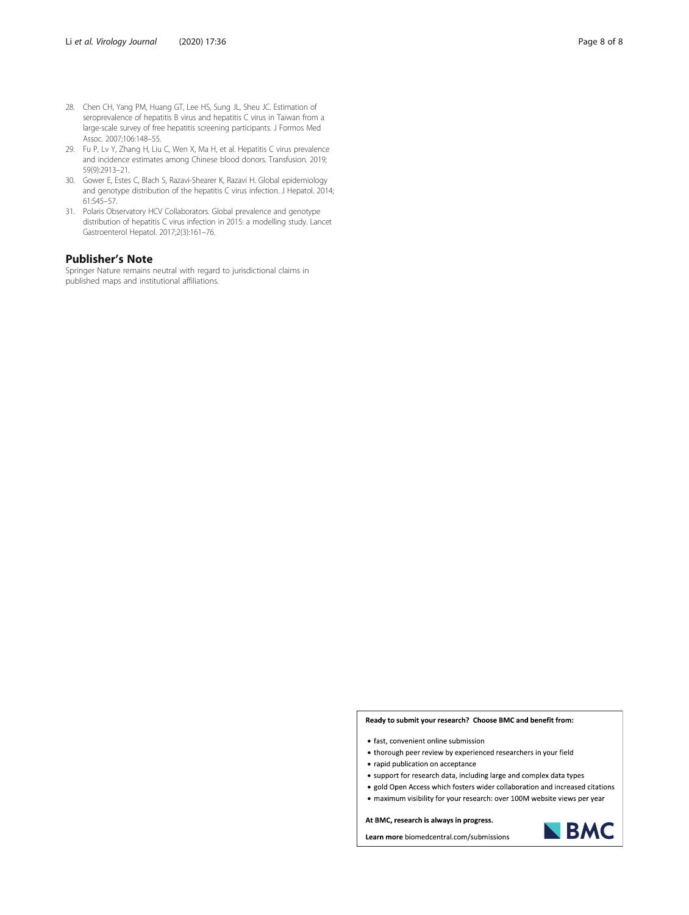28. Chen CH, Yang PM, Huang GT, Lee HS, Sung JL, Sheu JC. Estimation of seroprevalence of hepatitis B virus and hepatitis C virus in Taiwan from a large-scale survey of free hepatitis screening participants. J Formos Med Assoc. 2007;106:148–55.
29. Fu P, Lv Y, Zhang H, Liu C, Wen X, Ma H, et al. Hepatitis C virus prevalence and incidence estimates among Chinese blood donors. Transfusion. 2019; 59(9):2913–21.
30. Gower E, Estes C, Blach S, Razavi-Shearer K, Razavi H. Global epidemiology and genotype distribution of the hepatitis C virus infection. J Hepatol. 2014; 61:S45–57.
31. Polaris Observatory HCV Collaborators. Global prevalence and genotype distribution of hepatitis C virus infection in 2015: a modelling study. Lancet Gastroenterol Hepatol. 2017;2(3):161–76.

## Publisher's Note

Springer Nature remains neutral with regard to jurisdictional claims in published maps and institutional affiliations.

**Ready to submit your research? Choose BMC and benefit from:**

- fast, convenient online submission
- thorough peer review by experienced researchers in your field
- rapid publication on acceptance
- support for research data, including large and complex data types
- gold Open Access which fosters wider collaboration and increased citations
- maximum visibility for your research: over 100M website views per year

**At BMC, research is always in progress.**

**Learn more** biomedcentral.com/submissions

BMC